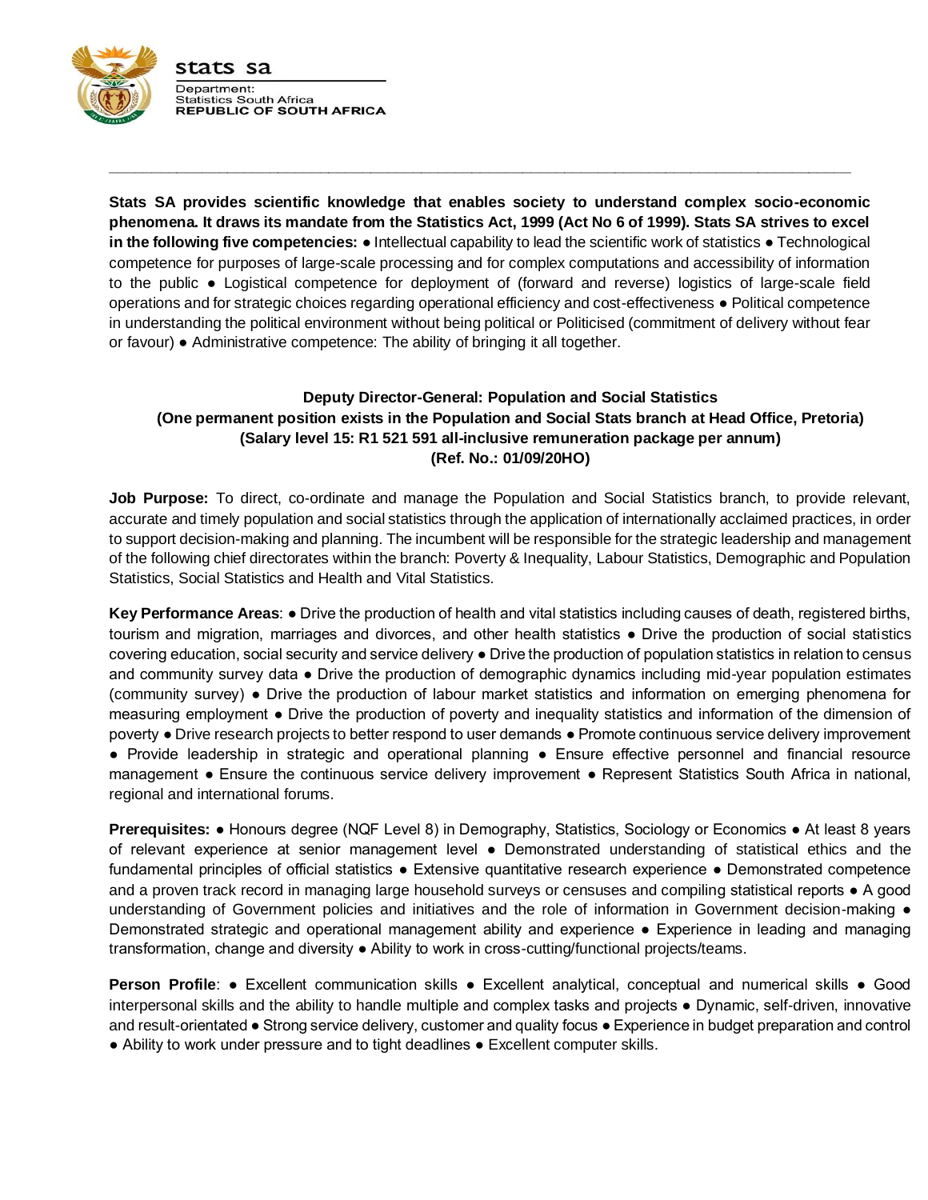stats sa

Department:
Statistics South Africa
**REPUBLIC OF SOUTH AFRICA**

---

**Stats SA provides scientific knowledge that enables society to understand complex socio-economic phenomena. It draws its mandate from the Statistics Act, 1999 (Act No 6 of 1999). Stats SA strives to excel in the following five competencies:** ● Intellectual capability to lead the scientific work of statistics ● Technological competence for purposes of large-scale processing and for complex computations and accessibility of information to the public ● Logistical competence for deployment of (forward and reverse) logistics of large-scale field operations and for strategic choices regarding operational efficiency and cost-effectiveness ● Political competence in understanding the political environment without being political or Politicised (commitment of delivery without fear or favour) ● Administrative competence: The ability of bringing it all together.

**Deputy Director-General: Population and Social Statistics**
**(One permanent position exists in the Population and Social Stats branch at Head Office, Pretoria)**
**(Salary level 15: R1 521 591 all-inclusive remuneration package per annum)**
**(Ref. No.: 01/09/20HO)**

**Job Purpose:** To direct, co-ordinate and manage the Population and Social Statistics branch, to provide relevant, accurate and timely population and social statistics through the application of internationally acclaimed practices, in order to support decision-making and planning. The incumbent will be responsible for the strategic leadership and management of the following chief directorates within the branch: Poverty & Inequality, Labour Statistics, Demographic and Population Statistics, Social Statistics and Health and Vital Statistics.

**Key Performance Areas**: ● Drive the production of health and vital statistics including causes of death, registered births, tourism and migration, marriages and divorces, and other health statistics ● Drive the production of social statistics covering education, social security and service delivery ● Drive the production of population statistics in relation to census and community survey data ● Drive the production of demographic dynamics including mid-year population estimates (community survey) ● Drive the production of labour market statistics and information on emerging phenomena for measuring employment ● Drive the production of poverty and inequality statistics and information of the dimension of poverty ● Drive research projects to better respond to user demands ● Promote continuous service delivery improvement ● Provide leadership in strategic and operational planning ● Ensure effective personnel and financial resource management ● Ensure the continuous service delivery improvement ● Represent Statistics South Africa in national, regional and international forums.

**Prerequisites:** ● Honours degree (NQF Level 8) in Demography, Statistics, Sociology or Economics ● At least 8 years of relevant experience at senior management level ● Demonstrated understanding of statistical ethics and the fundamental principles of official statistics ● Extensive quantitative research experience ● Demonstrated competence and a proven track record in managing large household surveys or censuses and compiling statistical reports ● A good understanding of Government policies and initiatives and the role of information in Government decision-making ● Demonstrated strategic and operational management ability and experience ● Experience in leading and managing transformation, change and diversity ● Ability to work in cross-cutting/functional projects/teams.

**Person Profile**: ● Excellent communication skills ● Excellent analytical, conceptual and numerical skills ● Good interpersonal skills and the ability to handle multiple and complex tasks and projects ● Dynamic, self-driven, innovative and result-orientated ● Strong service delivery, customer and quality focus ● Experience in budget preparation and control ● Ability to work under pressure and to tight deadlines ● Excellent computer skills.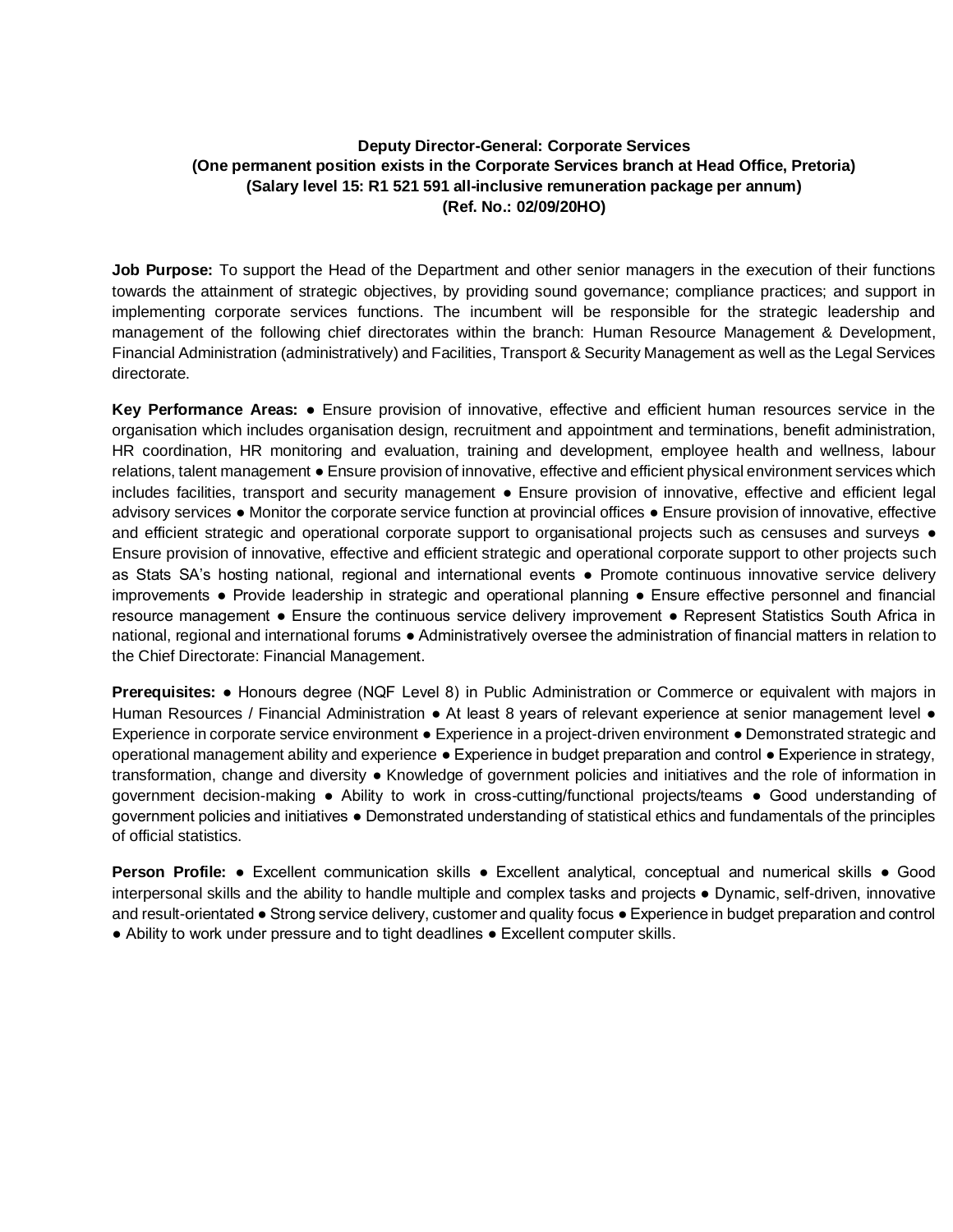**Deputy Director-General: Corporate Services**
**(One permanent position exists in the Corporate Services branch at Head Office, Pretoria)**
**(Salary level 15: R1 521 591 all-inclusive remuneration package per annum)**
**(Ref. No.: 02/09/20HO)**

**Job Purpose:** To support the Head of the Department and other senior managers in the execution of their functions towards the attainment of strategic objectives, by providing sound governance; compliance practices; and support in implementing corporate services functions. The incumbent will be responsible for the strategic leadership and management of the following chief directorates within the branch: Human Resource Management & Development, Financial Administration (administratively) and Facilities, Transport & Security Management as well as the Legal Services directorate.

**Key Performance Areas:** ● Ensure provision of innovative, effective and efficient human resources service in the organisation which includes organisation design, recruitment and appointment and terminations, benefit administration, HR coordination, HR monitoring and evaluation, training and development, employee health and wellness, labour relations, talent management ● Ensure provision of innovative, effective and efficient physical environment services which includes facilities, transport and security management ● Ensure provision of innovative, effective and efficient legal advisory services ● Monitor the corporate service function at provincial offices ● Ensure provision of innovative, effective and efficient strategic and operational corporate support to organisational projects such as censuses and surveys ● Ensure provision of innovative, effective and efficient strategic and operational corporate support to other projects such as Stats SA's hosting national, regional and international events ● Promote continuous innovative service delivery improvements ● Provide leadership in strategic and operational planning ● Ensure effective personnel and financial resource management ● Ensure the continuous service delivery improvement ● Represent Statistics South Africa in national, regional and international forums ● Administratively oversee the administration of financial matters in relation to the Chief Directorate: Financial Management.

**Prerequisites:** ● Honours degree (NQF Level 8) in Public Administration or Commerce or equivalent with majors in Human Resources / Financial Administration ● At least 8 years of relevant experience at senior management level ● Experience in corporate service environment ● Experience in a project-driven environment ● Demonstrated strategic and operational management ability and experience ● Experience in budget preparation and control ● Experience in strategy, transformation, change and diversity ● Knowledge of government policies and initiatives and the role of information in government decision-making ● Ability to work in cross-cutting/functional projects/teams ● Good understanding of government policies and initiatives ● Demonstrated understanding of statistical ethics and fundamentals of the principles of official statistics.

**Person Profile:** ● Excellent communication skills ● Excellent analytical, conceptual and numerical skills ● Good interpersonal skills and the ability to handle multiple and complex tasks and projects ● Dynamic, self-driven, innovative and result-orientated ● Strong service delivery, customer and quality focus ● Experience in budget preparation and control ● Ability to work under pressure and to tight deadlines ● Excellent computer skills.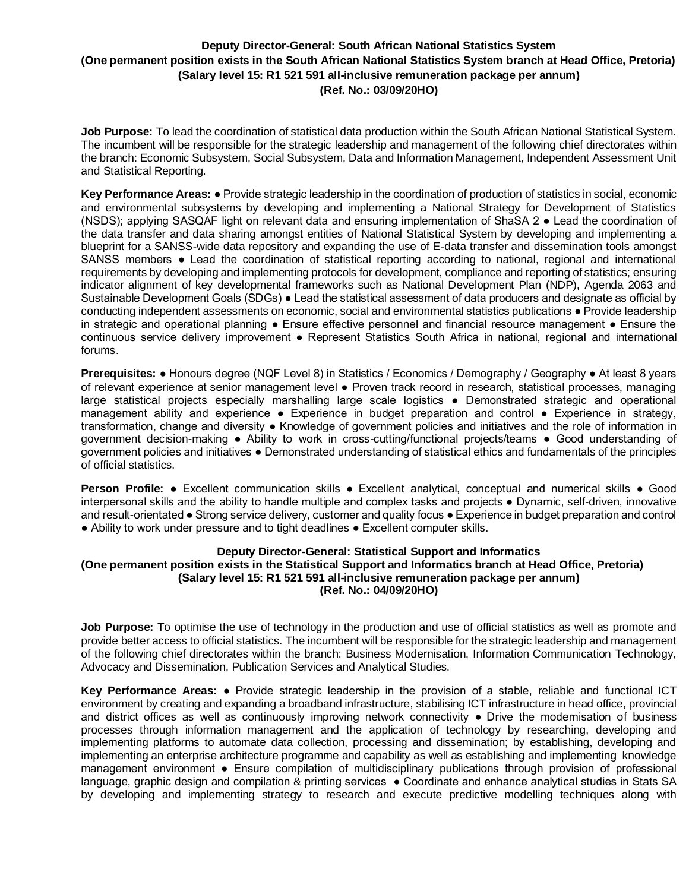**Deputy Director-General: South African National Statistics System**
**(One permanent position exists in the South African National Statistics System branch at Head Office, Pretoria)**
**(Salary level 15: R1 521 591 all-inclusive remuneration package per annum)**
**(Ref. No.: 03/09/20HO)**

**Job Purpose:** To lead the coordination of statistical data production within the South African National Statistical System. The incumbent will be responsible for the strategic leadership and management of the following chief directorates within the branch: Economic Subsystem, Social Subsystem, Data and Information Management, Independent Assessment Unit and Statistical Reporting.

**Key Performance Areas:** ● Provide strategic leadership in the coordination of production of statistics in social, economic and environmental subsystems by developing and implementing a National Strategy for Development of Statistics (NSDS); applying SASQAF light on relevant data and ensuring implementation of ShaSA 2 ● Lead the coordination of the data transfer and data sharing amongst entities of National Statistical System by developing and implementing a blueprint for a SANSS-wide data repository and expanding the use of E-data transfer and dissemination tools amongst SANSS members ● Lead the coordination of statistical reporting according to national, regional and international requirements by developing and implementing protocols for development, compliance and reporting of statistics; ensuring indicator alignment of key developmental frameworks such as National Development Plan (NDP), Agenda 2063 and Sustainable Development Goals (SDGs) ● Lead the statistical assessment of data producers and designate as official by conducting independent assessments on economic, social and environmental statistics publications ● Provide leadership in strategic and operational planning ● Ensure effective personnel and financial resource management ● Ensure the continuous service delivery improvement ● Represent Statistics South Africa in national, regional and international forums.

**Prerequisites:** ● Honours degree (NQF Level 8) in Statistics / Economics / Demography / Geography ● At least 8 years of relevant experience at senior management level ● Proven track record in research, statistical processes, managing large statistical projects especially marshalling large scale logistics ● Demonstrated strategic and operational management ability and experience ● Experience in budget preparation and control ● Experience in strategy, transformation, change and diversity ● Knowledge of government policies and initiatives and the role of information in government decision-making ● Ability to work in cross-cutting/functional projects/teams ● Good understanding of government policies and initiatives ● Demonstrated understanding of statistical ethics and fundamentals of the principles of official statistics.

**Person Profile:** ● Excellent communication skills ● Excellent analytical, conceptual and numerical skills ● Good interpersonal skills and the ability to handle multiple and complex tasks and projects ● Dynamic, self-driven, innovative and result-orientated ● Strong service delivery, customer and quality focus ● Experience in budget preparation and control ● Ability to work under pressure and to tight deadlines ● Excellent computer skills.

**Deputy Director-General: Statistical Support and Informatics**
**(One permanent position exists in the Statistical Support and Informatics branch at Head Office, Pretoria)**
**(Salary level 15: R1 521 591 all-inclusive remuneration package per annum)**
**(Ref. No.: 04/09/20HO)**

**Job Purpose:** To optimise the use of technology in the production and use of official statistics as well as promote and provide better access to official statistics. The incumbent will be responsible for the strategic leadership and management of the following chief directorates within the branch: Business Modernisation, Information Communication Technology, Advocacy and Dissemination, Publication Services and Analytical Studies.

**Key Performance Areas:** ● Provide strategic leadership in the provision of a stable, reliable and functional ICT environment by creating and expanding a broadband infrastructure, stabilising ICT infrastructure in head office, provincial and district offices as well as continuously improving network connectivity ● Drive the modernisation of business processes through information management and the application of technology by researching, developing and implementing platforms to automate data collection, processing and dissemination; by establishing, developing and implementing an enterprise architecture programme and capability as well as establishing and implementing knowledge management environment ● Ensure compilation of multidisciplinary publications through provision of professional language, graphic design and compilation & printing services ● Coordinate and enhance analytical studies in Stats SA by developing and implementing strategy to research and execute predictive modelling techniques along with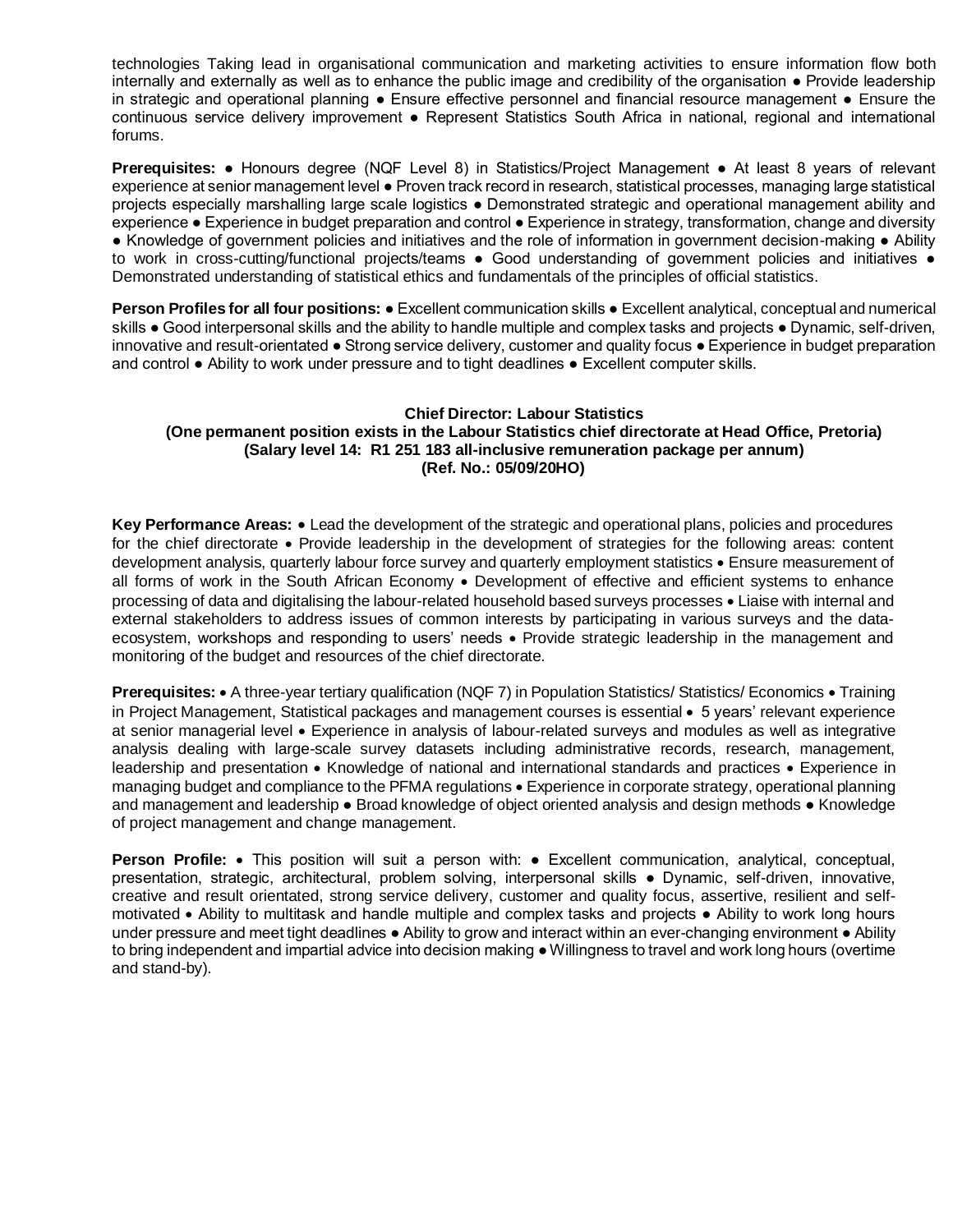technologies Taking lead in organisational communication and marketing activities to ensure information flow both internally and externally as well as to enhance the public image and credibility of the organisation ● Provide leadership in strategic and operational planning ● Ensure effective personnel and financial resource management ● Ensure the continuous service delivery improvement ● Represent Statistics South Africa in national, regional and international forums.

**Prerequisites:** ● Honours degree (NQF Level 8) in Statistics/Project Management ● At least 8 years of relevant experience at senior management level ● Proven track record in research, statistical processes, managing large statistical projects especially marshalling large scale logistics ● Demonstrated strategic and operational management ability and experience ● Experience in budget preparation and control ● Experience in strategy, transformation, change and diversity ● Knowledge of government policies and initiatives and the role of information in government decision-making ● Ability to work in cross-cutting/functional projects/teams ● Good understanding of government policies and initiatives ● Demonstrated understanding of statistical ethics and fundamentals of the principles of official statistics.

**Person Profiles for all four positions:** ● Excellent communication skills ● Excellent analytical, conceptual and numerical skills ● Good interpersonal skills and the ability to handle multiple and complex tasks and projects ● Dynamic, self-driven, innovative and result-orientated ● Strong service delivery, customer and quality focus ● Experience in budget preparation and control ● Ability to work under pressure and to tight deadlines ● Excellent computer skills.

**Chief Director: Labour Statistics**
**(One permanent position exists in the Labour Statistics chief directorate at Head Office, Pretoria)**
**(Salary level 14: R1 251 183 all-inclusive remuneration package per annum)**
**(Ref. No.: 05/09/20HO)**

**Key Performance Areas:** • Lead the development of the strategic and operational plans, policies and procedures for the chief directorate • Provide leadership in the development of strategies for the following areas: content development analysis, quarterly labour force survey and quarterly employment statistics • Ensure measurement of all forms of work in the South African Economy • Development of effective and efficient systems to enhance processing of data and digitalising the labour-related household based surveys processes • Liaise with internal and external stakeholders to address issues of common interests by participating in various surveys and the data-ecosystem, workshops and responding to users' needs • Provide strategic leadership in the management and monitoring of the budget and resources of the chief directorate.

**Prerequisites:** • A three-year tertiary qualification (NQF 7) in Population Statistics/ Statistics/ Economics • Training in Project Management, Statistical packages and management courses is essential • 5 years' relevant experience at senior managerial level • Experience in analysis of labour-related surveys and modules as well as integrative analysis dealing with large-scale survey datasets including administrative records, research, management, leadership and presentation • Knowledge of national and international standards and practices • Experience in managing budget and compliance to the PFMA regulations • Experience in corporate strategy, operational planning and management and leadership ● Broad knowledge of object oriented analysis and design methods ● Knowledge of project management and change management.

**Person Profile:** • This position will suit a person with: ● Excellent communication, analytical, conceptual, presentation, strategic, architectural, problem solving, interpersonal skills ● Dynamic, self-driven, innovative, creative and result orientated, strong service delivery, customer and quality focus, assertive, resilient and self-motivated • Ability to multitask and handle multiple and complex tasks and projects ● Ability to work long hours under pressure and meet tight deadlines ● Ability to grow and interact within an ever-changing environment ● Ability to bring independent and impartial advice into decision making ● Willingness to travel and work long hours (overtime and stand-by).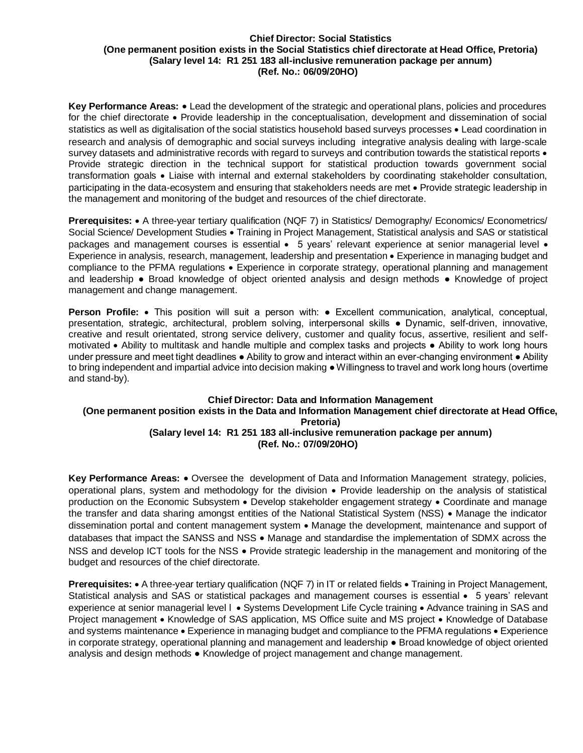**Chief Director: Social Statistics**
**(One permanent position exists in the Social Statistics chief directorate at Head Office, Pretoria)**
**(Salary level 14: R1 251 183 all-inclusive remuneration package per annum)**
**(Ref. No.: 06/09/20HO)**

**Key Performance Areas:** • Lead the development of the strategic and operational plans, policies and procedures for the chief directorate • Provide leadership in the conceptualisation, development and dissemination of social statistics as well as digitalisation of the social statistics household based surveys processes • Lead coordination in research and analysis of demographic and social surveys including integrative analysis dealing with large-scale survey datasets and administrative records with regard to surveys and contribution towards the statistical reports • Provide strategic direction in the technical support for statistical production towards government social transformation goals • Liaise with internal and external stakeholders by coordinating stakeholder consultation, participating in the data-ecosystem and ensuring that stakeholders needs are met • Provide strategic leadership in the management and monitoring of the budget and resources of the chief directorate.

**Prerequisites:** • A three-year tertiary qualification (NQF 7) in Statistics/ Demography/ Economics/ Econometrics/ Social Science/ Development Studies • Training in Project Management, Statistical analysis and SAS or statistical packages and management courses is essential • 5 years' relevant experience at senior managerial level • Experience in analysis, research, management, leadership and presentation • Experience in managing budget and compliance to the PFMA regulations • Experience in corporate strategy, operational planning and management and leadership ● Broad knowledge of object oriented analysis and design methods ● Knowledge of project management and change management.

**Person Profile:** • This position will suit a person with: ● Excellent communication, analytical, conceptual, presentation, strategic, architectural, problem solving, interpersonal skills ● Dynamic, self-driven, innovative, creative and result orientated, strong service delivery, customer and quality focus, assertive, resilient and self-motivated • Ability to multitask and handle multiple and complex tasks and projects ● Ability to work long hours under pressure and meet tight deadlines ● Ability to grow and interact within an ever-changing environment ● Ability to bring independent and impartial advice into decision making ● Willingness to travel and work long hours (overtime and stand-by).

**Chief Director: Data and Information Management**
**(One permanent position exists in the Data and Information Management chief directorate at Head Office, Pretoria)**
**(Salary level 14: R1 251 183 all-inclusive remuneration package per annum)**
**(Ref. No.: 07/09/20HO)**

**Key Performance Areas:** • Oversee the development of Data and Information Management strategy, policies, operational plans, system and methodology for the division • Provide leadership on the analysis of statistical production on the Economic Subsystem • Develop stakeholder engagement strategy • Coordinate and manage the transfer and data sharing amongst entities of the National Statistical System (NSS) • Manage the indicator dissemination portal and content management system • Manage the development, maintenance and support of databases that impact the SANSS and NSS • Manage and standardise the implementation of SDMX across the NSS and develop ICT tools for the NSS • Provide strategic leadership in the management and monitoring of the budget and resources of the chief directorate.

**Prerequisites:** • A three-year tertiary qualification (NQF 7) in IT or related fields • Training in Project Management, Statistical analysis and SAS or statistical packages and management courses is essential • 5 years' relevant experience at senior managerial level • Systems Development Life Cycle training • Advance training in SAS and Project management • Knowledge of SAS application, MS Office suite and MS project • Knowledge of Database and systems maintenance • Experience in managing budget and compliance to the PFMA regulations • Experience in corporate strategy, operational planning and management and leadership ● Broad knowledge of object oriented analysis and design methods ● Knowledge of project management and change management.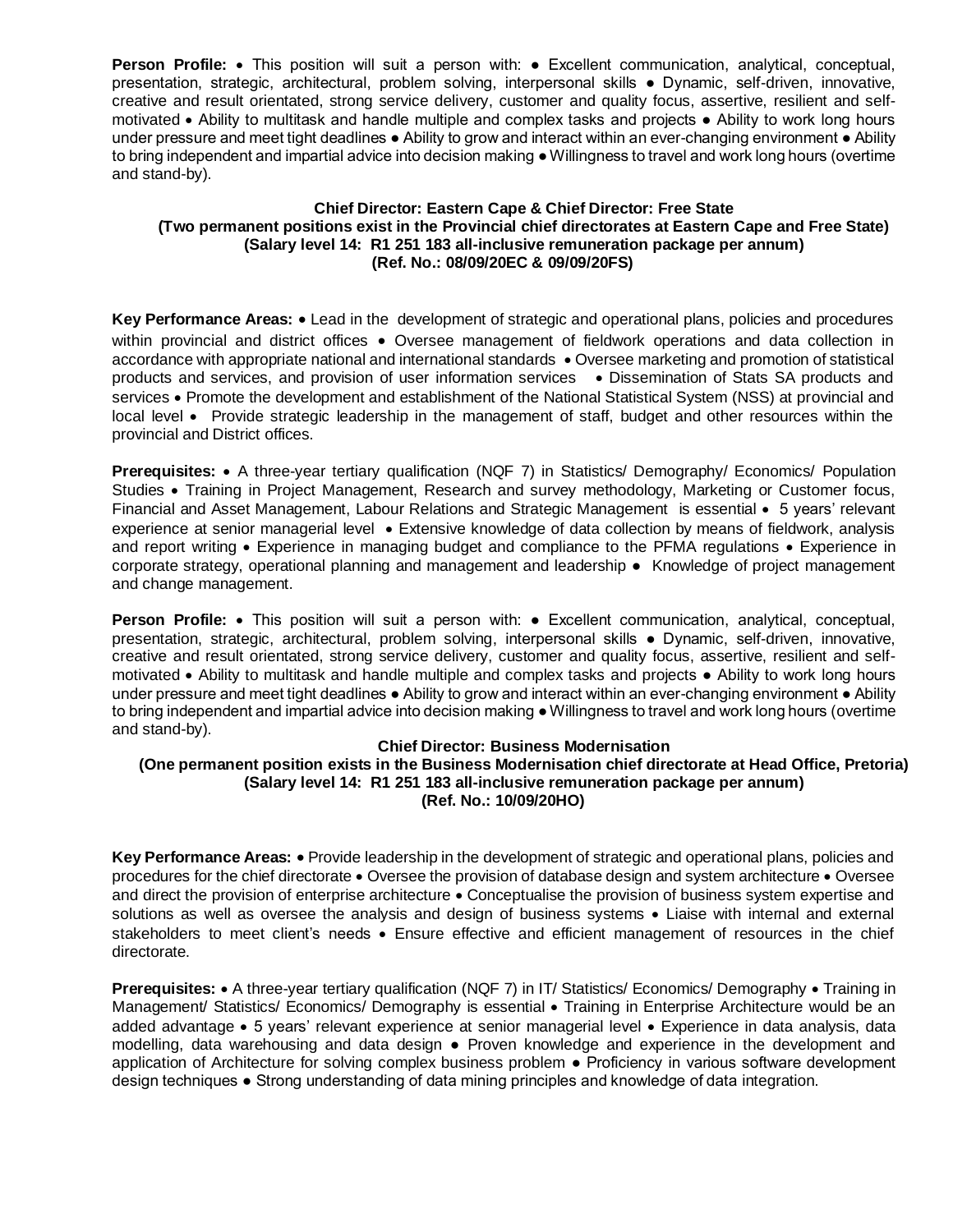**Person Profile:** • This position will suit a person with: ● Excellent communication, analytical, conceptual, presentation, strategic, architectural, problem solving, interpersonal skills ● Dynamic, self-driven, innovative, creative and result orientated, strong service delivery, customer and quality focus, assertive, resilient and self-motivated • Ability to multitask and handle multiple and complex tasks and projects ● Ability to work long hours under pressure and meet tight deadlines ● Ability to grow and interact within an ever-changing environment ● Ability to bring independent and impartial advice into decision making ● Willingness to travel and work long hours (overtime and stand-by).

**Chief Director: Eastern Cape & Chief Director: Free State**
**(Two permanent positions exist in the Provincial chief directorates at Eastern Cape and Free State)**
**(Salary level 14: R1 251 183 all-inclusive remuneration package per annum)**
**(Ref. No.: 08/09/20EC & 09/09/20FS)**

**Key Performance Areas:** • Lead in the development of strategic and operational plans, policies and procedures within provincial and district offices • Oversee management of fieldwork operations and data collection in accordance with appropriate national and international standards • Oversee marketing and promotion of statistical products and services, and provision of user information services • Dissemination of Stats SA products and services • Promote the development and establishment of the National Statistical System (NSS) at provincial and local level • Provide strategic leadership in the management of staff, budget and other resources within the provincial and District offices.

**Prerequisites:** • A three-year tertiary qualification (NQF 7) in Statistics/ Demography/ Economics/ Population Studies • Training in Project Management, Research and survey methodology, Marketing or Customer focus, Financial and Asset Management, Labour Relations and Strategic Management is essential • 5 years' relevant experience at senior managerial level • Extensive knowledge of data collection by means of fieldwork, analysis and report writing • Experience in managing budget and compliance to the PFMA regulations • Experience in corporate strategy, operational planning and management and leadership ● Knowledge of project management and change management.

**Person Profile:** • This position will suit a person with: ● Excellent communication, analytical, conceptual, presentation, strategic, architectural, problem solving, interpersonal skills ● Dynamic, self-driven, innovative, creative and result orientated, strong service delivery, customer and quality focus, assertive, resilient and self-motivated • Ability to multitask and handle multiple and complex tasks and projects ● Ability to work long hours under pressure and meet tight deadlines ● Ability to grow and interact within an ever-changing environment ● Ability to bring independent and impartial advice into decision making ● Willingness to travel and work long hours (overtime and stand-by).

**Chief Director: Business Modernisation**
**(One permanent position exists in the Business Modernisation chief directorate at Head Office, Pretoria)**
**(Salary level 14: R1 251 183 all-inclusive remuneration package per annum)**
**(Ref. No.: 10/09/20HO)**

**Key Performance Areas:** • Provide leadership in the development of strategic and operational plans, policies and procedures for the chief directorate • Oversee the provision of database design and system architecture • Oversee and direct the provision of enterprise architecture • Conceptualise the provision of business system expertise and solutions as well as oversee the analysis and design of business systems • Liaise with internal and external stakeholders to meet client's needs • Ensure effective and efficient management of resources in the chief directorate.

**Prerequisites:** • A three-year tertiary qualification (NQF 7) in IT/ Statistics/ Economics/ Demography • Training in Management/ Statistics/ Economics/ Demography is essential • Training in Enterprise Architecture would be an added advantage • 5 years' relevant experience at senior managerial level • Experience in data analysis, data modelling, data warehousing and data design ● Proven knowledge and experience in the development and application of Architecture for solving complex business problem ● Proficiency in various software development design techniques ● Strong understanding of data mining principles and knowledge of data integration.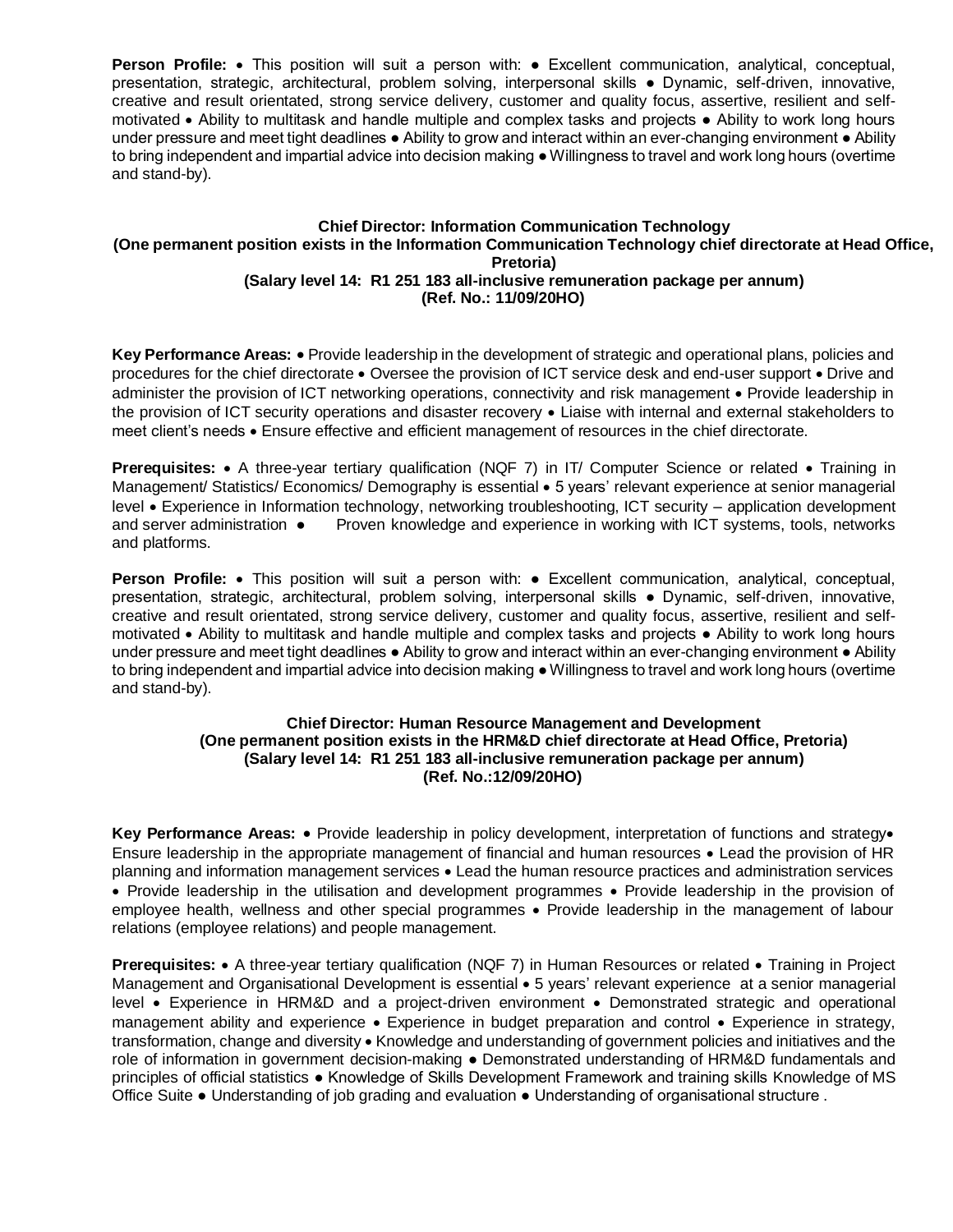**Person Profile:** • This position will suit a person with: ● Excellent communication, analytical, conceptual, presentation, strategic, architectural, problem solving, interpersonal skills ● Dynamic, self-driven, innovative, creative and result orientated, strong service delivery, customer and quality focus, assertive, resilient and self-motivated • Ability to multitask and handle multiple and complex tasks and projects ● Ability to work long hours under pressure and meet tight deadlines ● Ability to grow and interact within an ever-changing environment ● Ability to bring independent and impartial advice into decision making ● Willingness to travel and work long hours (overtime and stand-by).

**Chief Director: Information Communication Technology**
**(One permanent position exists in the Information Communication Technology chief directorate at Head Office, Pretoria)**
**(Salary level 14: R1 251 183 all-inclusive remuneration package per annum)**
**(Ref. No.: 11/09/20HO)**

**Key Performance Areas:** • Provide leadership in the development of strategic and operational plans, policies and procedures for the chief directorate • Oversee the provision of ICT service desk and end-user support • Drive and administer the provision of ICT networking operations, connectivity and risk management • Provide leadership in the provision of ICT security operations and disaster recovery • Liaise with internal and external stakeholders to meet client's needs • Ensure effective and efficient management of resources in the chief directorate.

**Prerequisites:** • A three-year tertiary qualification (NQF 7) in IT/ Computer Science or related • Training in Management/ Statistics/ Economics/ Demography is essential • 5 years' relevant experience at senior managerial level • Experience in Information technology, networking troubleshooting, ICT security – application development and server administration ● Proven knowledge and experience in working with ICT systems, tools, networks and platforms.

**Person Profile:** • This position will suit a person with: ● Excellent communication, analytical, conceptual, presentation, strategic, architectural, problem solving, interpersonal skills ● Dynamic, self-driven, innovative, creative and result orientated, strong service delivery, customer and quality focus, assertive, resilient and self-motivated • Ability to multitask and handle multiple and complex tasks and projects ● Ability to work long hours under pressure and meet tight deadlines ● Ability to grow and interact within an ever-changing environment ● Ability to bring independent and impartial advice into decision making ● Willingness to travel and work long hours (overtime and stand-by).

**Chief Director: Human Resource Management and Development**
**(One permanent position exists in the HRM&D chief directorate at Head Office, Pretoria)**
**(Salary level 14: R1 251 183 all-inclusive remuneration package per annum)**
**(Ref. No.:12/09/20HO)**

**Key Performance Areas:** • Provide leadership in policy development, interpretation of functions and strategy• Ensure leadership in the appropriate management of financial and human resources • Lead the provision of HR planning and information management services • Lead the human resource practices and administration services • Provide leadership in the utilisation and development programmes • Provide leadership in the provision of employee health, wellness and other special programmes • Provide leadership in the management of labour relations (employee relations) and people management.

**Prerequisites:** • A three-year tertiary qualification (NQF 7) in Human Resources or related • Training in Project Management and Organisational Development is essential • 5 years' relevant experience at a senior managerial level • Experience in HRM&D and a project-driven environment • Demonstrated strategic and operational management ability and experience • Experience in budget preparation and control • Experience in strategy, transformation, change and diversity • Knowledge and understanding of government policies and initiatives and the role of information in government decision-making ● Demonstrated understanding of HRM&D fundamentals and principles of official statistics ● Knowledge of Skills Development Framework and training skills Knowledge of MS Office Suite ● Understanding of job grading and evaluation ● Understanding of organisational structure .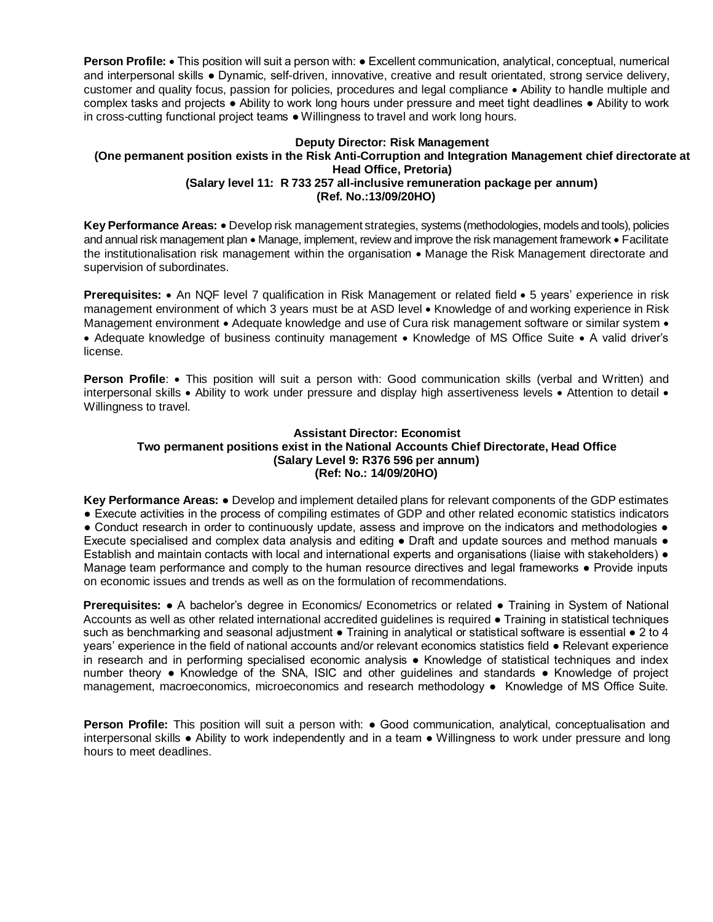**Person Profile:** • This position will suit a person with: ● Excellent communication, analytical, conceptual, numerical and interpersonal skills ● Dynamic, self-driven, innovative, creative and result orientated, strong service delivery, customer and quality focus, passion for policies, procedures and legal compliance • Ability to handle multiple and complex tasks and projects ● Ability to work long hours under pressure and meet tight deadlines ● Ability to work in cross-cutting functional project teams ● Willingness to travel and work long hours.

**Deputy Director: Risk Management**
**(One permanent position exists in the Risk Anti-Corruption and Integration Management chief directorate at Head Office, Pretoria)**
**(Salary level 11: R 733 257 all-inclusive remuneration package per annum)**
**(Ref. No.:13/09/20HO)**

**Key Performance Areas:** • Develop risk management strategies, systems (methodologies, models and tools), policies and annual risk management plan • Manage, implement, review and improve the risk management framework • Facilitate the institutionalisation risk management within the organisation • Manage the Risk Management directorate and supervision of subordinates.

**Prerequisites:** • An NQF level 7 qualification in Risk Management or related field • 5 years' experience in risk management environment of which 3 years must be at ASD level • Knowledge of and working experience in Risk Management environment • Adequate knowledge and use of Cura risk management software or similar system • • Adequate knowledge of business continuity management • Knowledge of MS Office Suite • A valid driver's license.

**Person Profile**: • This position will suit a person with: Good communication skills (verbal and Written) and interpersonal skills • Ability to work under pressure and display high assertiveness levels • Attention to detail • Willingness to travel.

**Assistant Director: Economist**
**Two permanent positions exist in the National Accounts Chief Directorate, Head Office**
**(Salary Level 9: R376 596 per annum)**
**(Ref: No.: 14/09/20HO)**

**Key Performance Areas:** ● Develop and implement detailed plans for relevant components of the GDP estimates ● Execute activities in the process of compiling estimates of GDP and other related economic statistics indicators ● Conduct research in order to continuously update, assess and improve on the indicators and methodologies ● Execute specialised and complex data analysis and editing ● Draft and update sources and method manuals ● Establish and maintain contacts with local and international experts and organisations (liaise with stakeholders) ● Manage team performance and comply to the human resource directives and legal frameworks ● Provide inputs on economic issues and trends as well as on the formulation of recommendations.

**Prerequisites:** ● A bachelor's degree in Economics/ Econometrics or related ● Training in System of National Accounts as well as other related international accredited guidelines is required ● Training in statistical techniques such as benchmarking and seasonal adjustment ● Training in analytical or statistical software is essential ● 2 to 4 years' experience in the field of national accounts and/or relevant economics statistics field ● Relevant experience in research and in performing specialised economic analysis ● Knowledge of statistical techniques and index number theory ● Knowledge of the SNA, ISIC and other guidelines and standards ● Knowledge of project management, macroeconomics, microeconomics and research methodology ● Knowledge of MS Office Suite.

**Person Profile:** This position will suit a person with: ● Good communication, analytical, conceptualisation and interpersonal skills ● Ability to work independently and in a team ● Willingness to work under pressure and long hours to meet deadlines.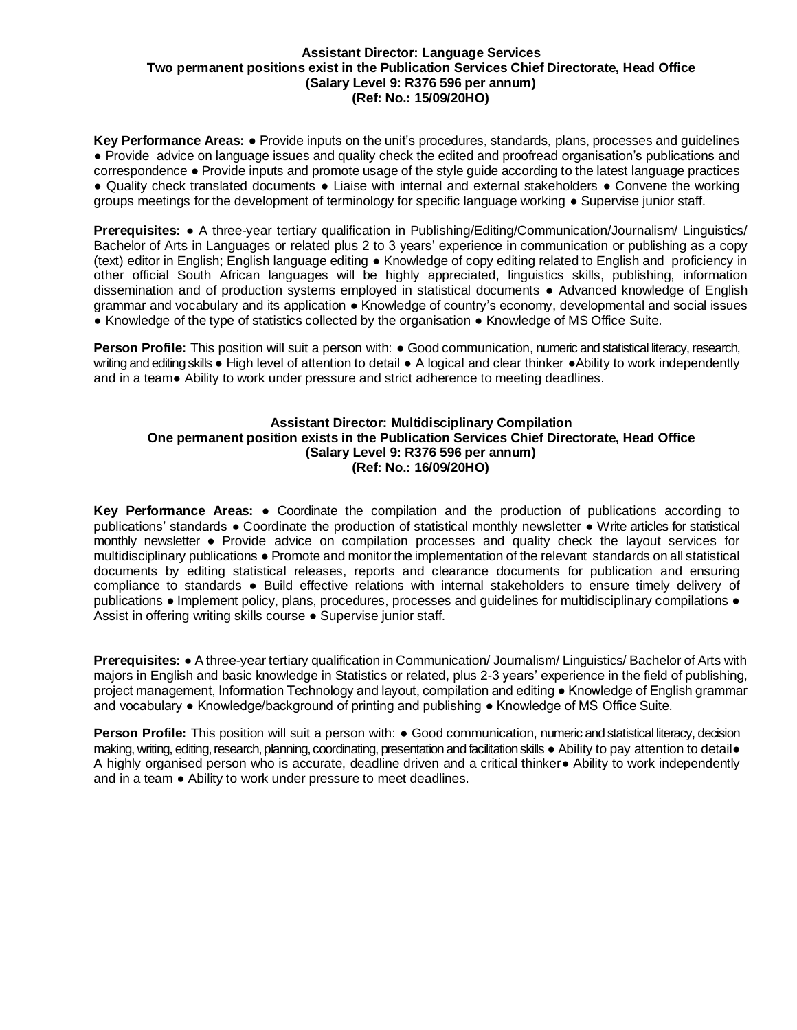**Assistant Director: Language Services**
**Two permanent positions exist in the Publication Services Chief Directorate, Head Office**
**(Salary Level 9: R376 596 per annum)**
**(Ref: No.: 15/09/20HO)**

**Key Performance Areas:** ● Provide inputs on the unit's procedures, standards, plans, processes and guidelines ● Provide advice on language issues and quality check the edited and proofread organisation's publications and correspondence ● Provide inputs and promote usage of the style guide according to the latest language practices ● Quality check translated documents ● Liaise with internal and external stakeholders ● Convene the working groups meetings for the development of terminology for specific language working ● Supervise junior staff.

**Prerequisites:** ● A three-year tertiary qualification in Publishing/Editing/Communication/Journalism/ Linguistics/ Bachelor of Arts in Languages or related plus 2 to 3 years' experience in communication or publishing as a copy (text) editor in English; English language editing ● Knowledge of copy editing related to English and proficiency in other official South African languages will be highly appreciated, linguistics skills, publishing, information dissemination and of production systems employed in statistical documents ● Advanced knowledge of English grammar and vocabulary and its application ● Knowledge of country's economy, developmental and social issues ● Knowledge of the type of statistics collected by the organisation ● Knowledge of MS Office Suite.

**Person Profile:** This position will suit a person with: ● Good communication, numeric and statistical literacy, research, writing and editing skills ● High level of attention to detail ● A logical and clear thinker ●Ability to work independently and in a team● Ability to work under pressure and strict adherence to meeting deadlines.

**Assistant Director: Multidisciplinary Compilation**
**One permanent position exists in the Publication Services Chief Directorate, Head Office**
**(Salary Level 9: R376 596 per annum)**
**(Ref: No.: 16/09/20HO)**

**Key Performance Areas:** ● Coordinate the compilation and the production of publications according to publications' standards ● Coordinate the production of statistical monthly newsletter ● Write articles for statistical monthly newsletter ● Provide advice on compilation processes and quality check the layout services for multidisciplinary publications ● Promote and monitor the implementation of the relevant standards on all statistical documents by editing statistical releases, reports and clearance documents for publication and ensuring compliance to standards ● Build effective relations with internal stakeholders to ensure timely delivery of publications ● Implement policy, plans, procedures, processes and guidelines for multidisciplinary compilations ● Assist in offering writing skills course ● Supervise junior staff.

**Prerequisites:** ● A three-year tertiary qualification in Communication/ Journalism/ Linguistics/ Bachelor of Arts with majors in English and basic knowledge in Statistics or related, plus 2-3 years' experience in the field of publishing, project management, Information Technology and layout, compilation and editing ● Knowledge of English grammar and vocabulary ● Knowledge/background of printing and publishing ● Knowledge of MS Office Suite.

**Person Profile:** This position will suit a person with: ● Good communication, numeric and statistical literacy, decision making, writing, editing, research, planning, coordinating, presentation and facilitation skills ● Ability to pay attention to detail● A highly organised person who is accurate, deadline driven and a critical thinker● Ability to work independently and in a team ● Ability to work under pressure to meet deadlines.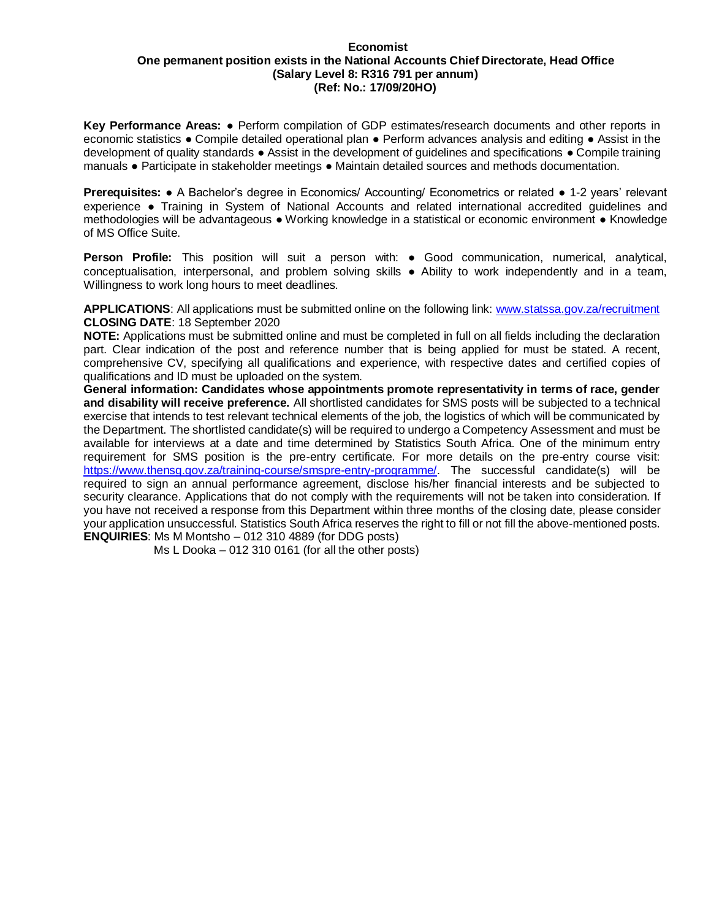**Economist**
**One permanent position exists in the National Accounts Chief Directorate, Head Office**
**(Salary Level 8: R316 791 per annum)**
**(Ref: No.: 17/09/20HO)**

**Key Performance Areas:** ● Perform compilation of GDP estimates/research documents and other reports in economic statistics ● Compile detailed operational plan ● Perform advances analysis and editing ● Assist in the development of quality standards ● Assist in the development of guidelines and specifications ● Compile training manuals ● Participate in stakeholder meetings ● Maintain detailed sources and methods documentation.

**Prerequisites:** ● A Bachelor's degree in Economics/ Accounting/ Econometrics or related ● 1-2 years' relevant experience ● Training in System of National Accounts and related international accredited guidelines and methodologies will be advantageous ● Working knowledge in a statistical or economic environment ● Knowledge of MS Office Suite.

**Person Profile:** This position will suit a person with: ● Good communication, numerical, analytical, conceptualisation, interpersonal, and problem solving skills ● Ability to work independently and in a team, Willingness to work long hours to meet deadlines.

**APPLICATIONS**: All applications must be submitted online on the following link: www.statssa.gov.za/recruitment
**CLOSING DATE**: 18 September 2020
**NOTE:** Applications must be submitted online and must be completed in full on all fields including the declaration part. Clear indication of the post and reference number that is being applied for must be stated. A recent, comprehensive CV, specifying all qualifications and experience, with respective dates and certified copies of qualifications and ID must be uploaded on the system.
**General information: Candidates whose appointments promote representativity in terms of race, gender and disability will receive preference.** All shortlisted candidates for SMS posts will be subjected to a technical exercise that intends to test relevant technical elements of the job, the logistics of which will be communicated by the Department. The shortlisted candidate(s) will be required to undergo a Competency Assessment and must be available for interviews at a date and time determined by Statistics South Africa. One of the minimum entry requirement for SMS position is the pre-entry certificate. For more details on the pre-entry course visit: https://www.thensg.gov.za/training-course/smspre-entry-programme/. The successful candidate(s) will be required to sign an annual performance agreement, disclose his/her financial interests and be subjected to security clearance. Applications that do not comply with the requirements will not be taken into consideration. If you have not received a response from this Department within three months of the closing date, please consider your application unsuccessful. Statistics South Africa reserves the right to fill or not fill the above-mentioned posts.
**ENQUIRIES**: Ms M Montsho – 012 310 4889 (for DDG posts)
Ms L Dooka – 012 310 0161 (for all the other posts)